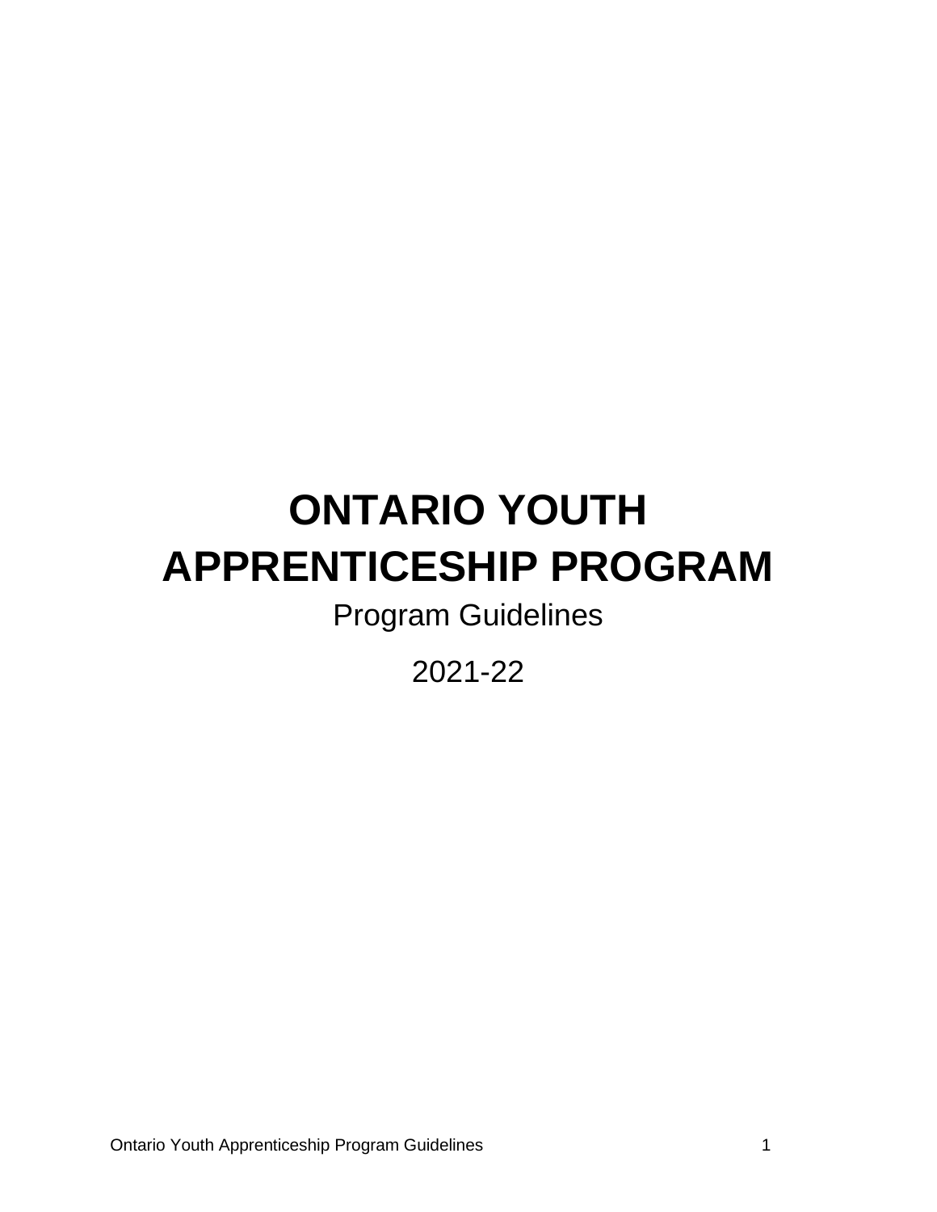# ONTARIO YOUTH APPRENTICESHIP PROGRAM

Program Guidelines

2021-22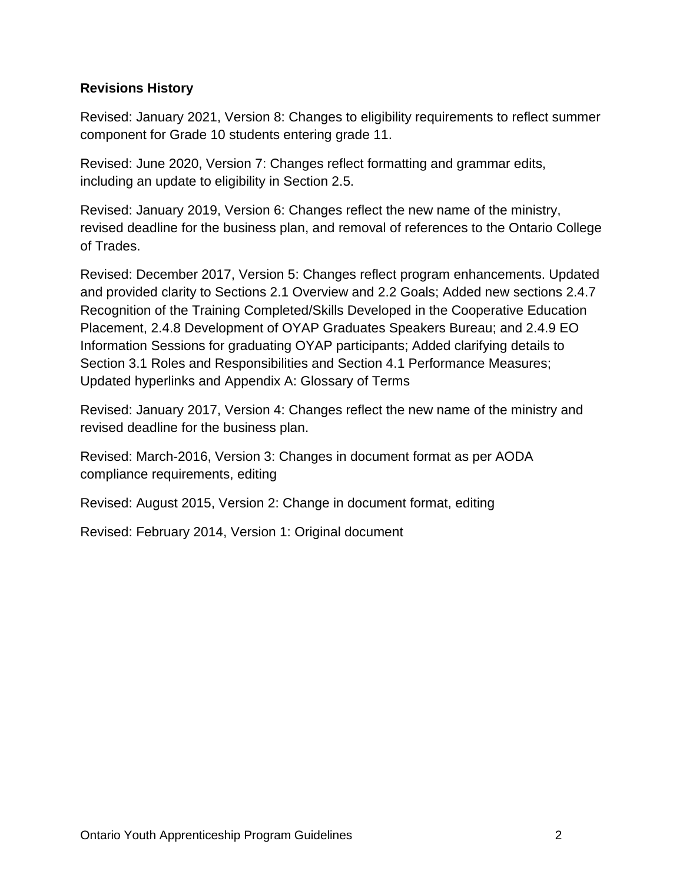**Revisions History**

Revised: January 2021, Version 8: Changes to eligibility requirements to reflect summer component for Grade 10 students entering grade 11.

Revised: June 2020, Version 7: Changes reflect formatting and grammar edits, including an update to eligibility in Section 2.5.

Revised: January 2019, Version 6: Changes reflect the new name of the ministry, revised deadline for the business plan, and removal of references to the Ontario College of Trades.

Revised: December 2017, Version 5: Changes reflect program enhancements. Updated and provided clarity to Sections 2.1 Overview and 2.2 Goals; Added new sections 2.4.7 Recognition of the Training Completed/Skills Developed in the Cooperative Education Placement, 2.4.8 Development of OYAP Graduates Speakers Bureau; and 2.4.9 EO Information Sessions for graduating OYAP participants; Added clarifying details to Section 3.1 Roles and Responsibilities and Section 4.1 Performance Measures; Updated hyperlinks and Appendix A: Glossary of Terms

Revised: January 2017, Version 4: Changes reflect the new name of the ministry and revised deadline for the business plan.

Revised: March-2016, Version 3: Changes in document format as per AODA compliance requirements, editing

Revised: August 2015, Version 2: Change in document format, editing

Revised: February 2014, Version 1: Original document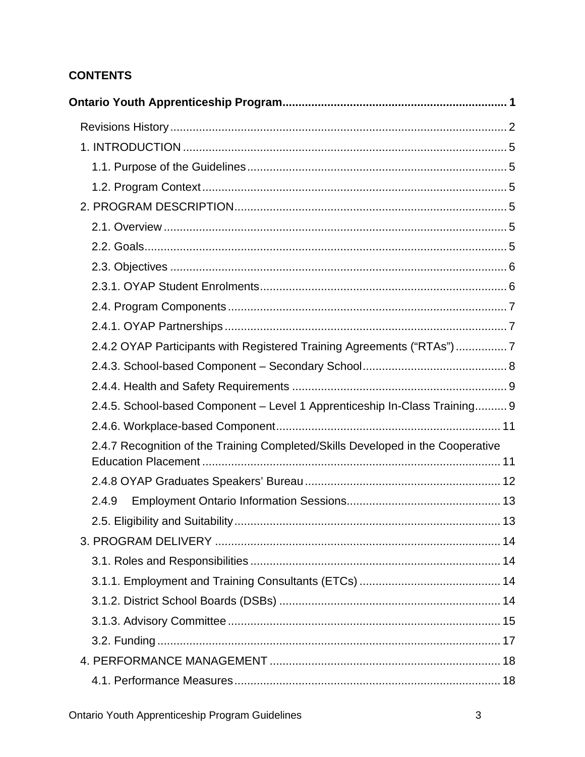**CONTENTS**

**Ontario Youth Apprenticeship Program** ........ 1

- Revisions History ........ 2
- 1. INTRODUCTION ........ 5
  - 1.1. Purpose of the Guidelines ........ 5
  - 1.2. Program Context ........ 5
- 2. PROGRAM DESCRIPTION ........ 5
  - 2.1. Overview ........ 5
  - 2.2. Goals ........ 5
  - 2.3. Objectives ........ 6
  - 2.3.1. OYAP Student Enrolments ........ 6
  - 2.4. Program Components ........ 7
  - 2.4.1. OYAP Partnerships ........ 7
  - 2.4.2 OYAP Participants with Registered Training Agreements (“RTAs”) ........ 7
  - 2.4.3. School-based Component – Secondary School ........ 8
  - 2.4.4. Health and Safety Requirements ........ 9
  - 2.4.5. School-based Component – Level 1 Apprenticeship In-Class Training ........ 9
  - 2.4.6. Workplace-based Component ........ 11
  - 2.4.7 Recognition of the Training Completed/Skills Developed in the Cooperative Education Placement ........ 11
  - 2.4.8 OYAP Graduates Speakers’ Bureau ........ 12
  - 2.4.9 Employment Ontario Information Sessions ........ 13
  - 2.5. Eligibility and Suitability ........ 13
- 3. PROGRAM DELIVERY ........ 14
  - 3.1. Roles and Responsibilities ........ 14
  - 3.1.1. Employment and Training Consultants (ETCs) ........ 14
  - 3.1.2. District School Boards (DSBs) ........ 14
  - 3.1.3. Advisory Committee ........ 15
  - 3.2. Funding ........ 17
- 4. PERFORMANCE MANAGEMENT ........ 18
  - 4.1. Performance Measures ........ 18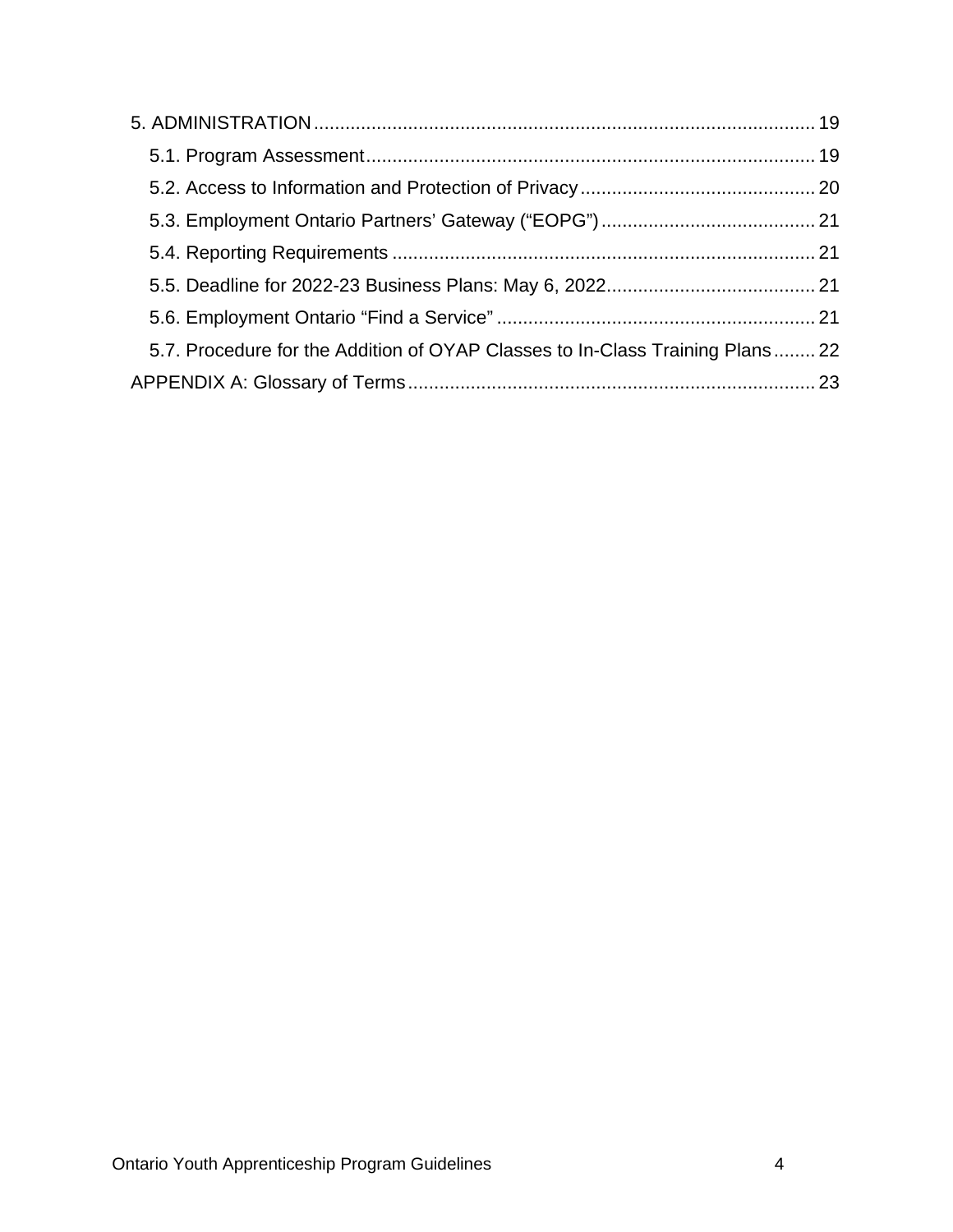5. ADMINISTRATION ..... 19

- 5.1. Program Assessment ..... 19
- 5.2. Access to Information and Protection of Privacy ..... 20
- 5.3. Employment Ontario Partners' Gateway ("EOPG") ..... 21
- 5.4. Reporting Requirements ..... 21
- 5.5. Deadline for 2022-23 Business Plans: May 6, 2022 ..... 21
- 5.6. Employment Ontario "Find a Service" ..... 21
- 5.7. Procedure for the Addition of OYAP Classes to In-Class Training Plans ..... 22

APPENDIX A: Glossary of Terms ..... 23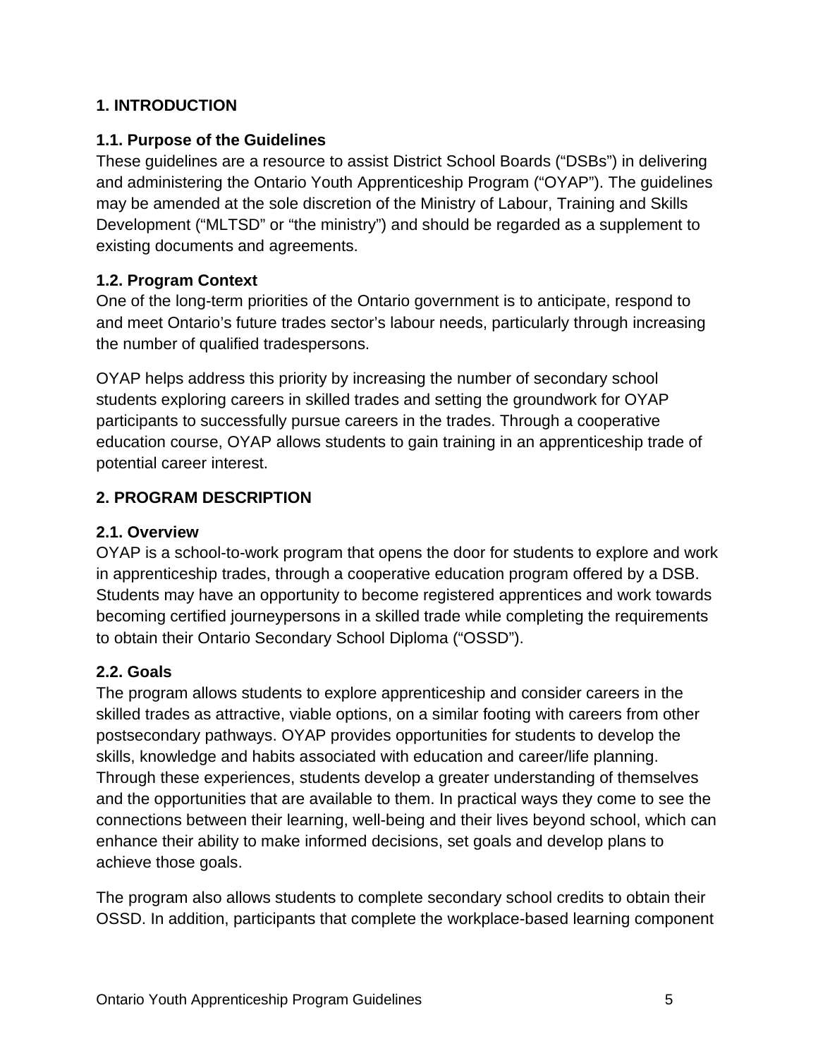## 1. INTRODUCTION

### 1.1. Purpose of the Guidelines

These guidelines are a resource to assist District School Boards ("DSBs") in delivering and administering the Ontario Youth Apprenticeship Program ("OYAP"). The guidelines may be amended at the sole discretion of the Ministry of Labour, Training and Skills Development ("MLTSD" or "the ministry") and should be regarded as a supplement to existing documents and agreements.

### 1.2. Program Context

One of the long-term priorities of the Ontario government is to anticipate, respond to and meet Ontario's future trades sector's labour needs, particularly through increasing the number of qualified tradespersons.

OYAP helps address this priority by increasing the number of secondary school students exploring careers in skilled trades and setting the groundwork for OYAP participants to successfully pursue careers in the trades. Through a cooperative education course, OYAP allows students to gain training in an apprenticeship trade of potential career interest.

## 2. PROGRAM DESCRIPTION

### 2.1. Overview

OYAP is a school-to-work program that opens the door for students to explore and work in apprenticeship trades, through a cooperative education program offered by a DSB. Students may have an opportunity to become registered apprentices and work towards becoming certified journeypersons in a skilled trade while completing the requirements to obtain their Ontario Secondary School Diploma ("OSSD").

### 2.2. Goals

The program allows students to explore apprenticeship and consider careers in the skilled trades as attractive, viable options, on a similar footing with careers from other postsecondary pathways. OYAP provides opportunities for students to develop the skills, knowledge and habits associated with education and career/life planning. Through these experiences, students develop a greater understanding of themselves and the opportunities that are available to them. In practical ways they come to see the connections between their learning, well-being and their lives beyond school, which can enhance their ability to make informed decisions, set goals and develop plans to achieve those goals.

The program also allows students to complete secondary school credits to obtain their OSSD. In addition, participants that complete the workplace-based learning component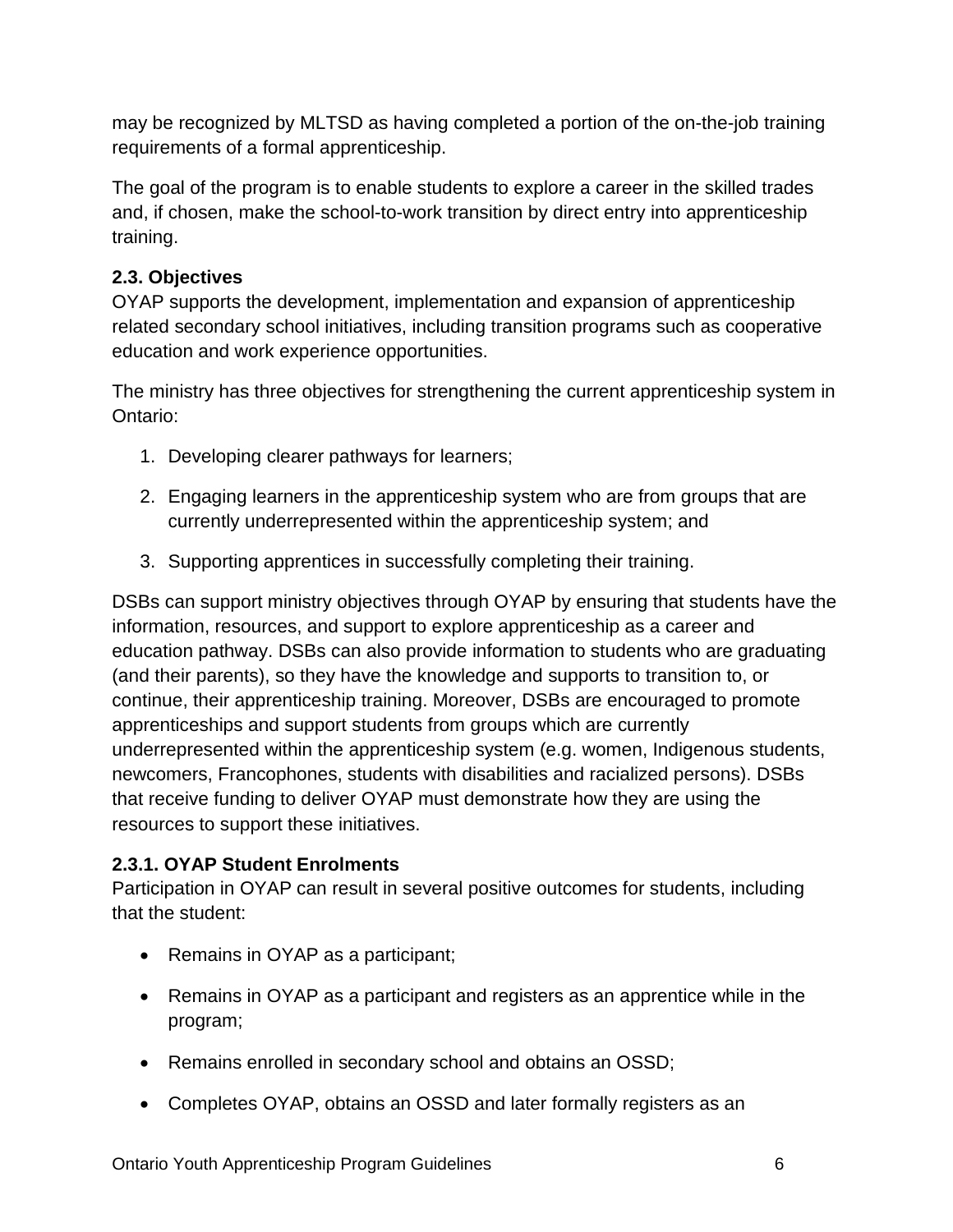may be recognized by MLTSD as having completed a portion of the on-the-job training requirements of a formal apprenticeship.

The goal of the program is to enable students to explore a career in the skilled trades and, if chosen, make the school-to-work transition by direct entry into apprenticeship training.

### 2.3. Objectives

OYAP supports the development, implementation and expansion of apprenticeship related secondary school initiatives, including transition programs such as cooperative education and work experience opportunities.

The ministry has three objectives for strengthening the current apprenticeship system in Ontario:

1. Developing clearer pathways for learners;
2. Engaging learners in the apprenticeship system who are from groups that are currently underrepresented within the apprenticeship system; and
3. Supporting apprentices in successfully completing their training.

DSBs can support ministry objectives through OYAP by ensuring that students have the information, resources, and support to explore apprenticeship as a career and education pathway. DSBs can also provide information to students who are graduating (and their parents), so they have the knowledge and supports to transition to, or continue, their apprenticeship training. Moreover, DSBs are encouraged to promote apprenticeships and support students from groups which are currently underrepresented within the apprenticeship system (e.g. women, Indigenous students, newcomers, Francophones, students with disabilities and racialized persons). DSBs that receive funding to deliver OYAP must demonstrate how they are using the resources to support these initiatives.

#### 2.3.1. OYAP Student Enrolments

Participation in OYAP can result in several positive outcomes for students, including that the student:

- Remains in OYAP as a participant;
- Remains in OYAP as a participant and registers as an apprentice while in the program;
- Remains enrolled in secondary school and obtains an OSSD;
- Completes OYAP, obtains an OSSD and later formally registers as an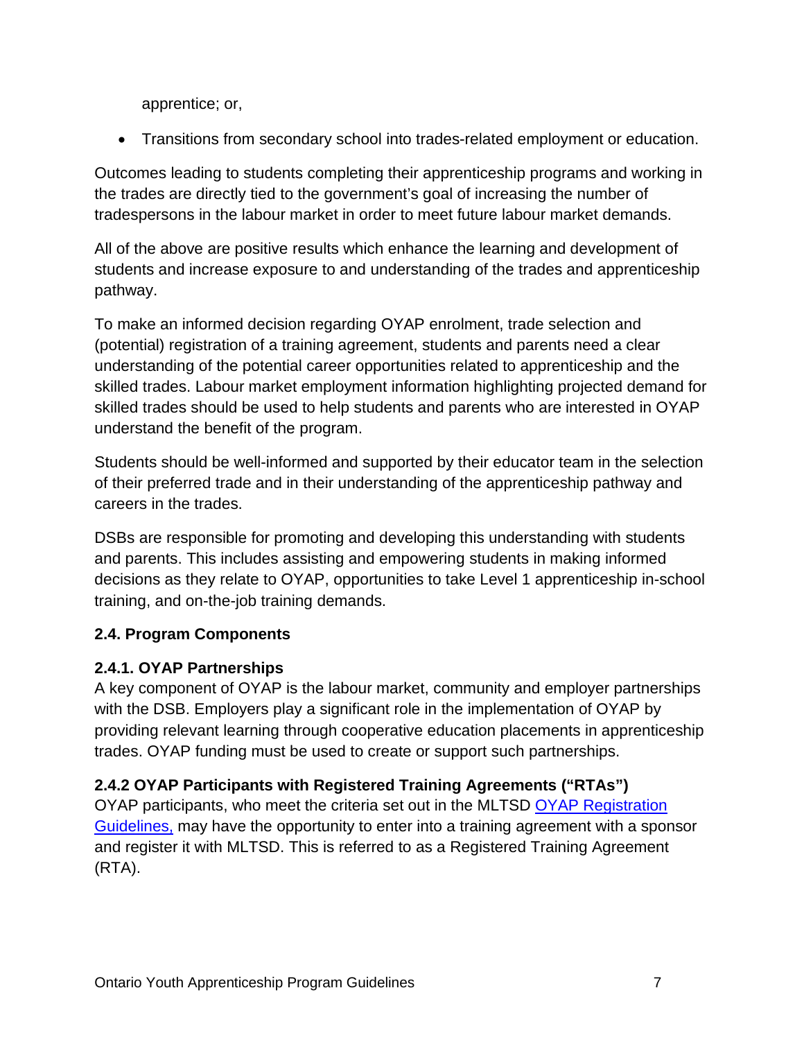apprentice; or,

- Transitions from secondary school into trades-related employment or education.

Outcomes leading to students completing their apprenticeship programs and working in the trades are directly tied to the government's goal of increasing the number of tradespersons in the labour market in order to meet future labour market demands.

All of the above are positive results which enhance the learning and development of students and increase exposure to and understanding of the trades and apprenticeship pathway.

To make an informed decision regarding OYAP enrolment, trade selection and (potential) registration of a training agreement, students and parents need a clear understanding of the potential career opportunities related to apprenticeship and the skilled trades. Labour market employment information highlighting projected demand for skilled trades should be used to help students and parents who are interested in OYAP understand the benefit of the program.

Students should be well-informed and supported by their educator team in the selection of their preferred trade and in their understanding of the apprenticeship pathway and careers in the trades.

DSBs are responsible for promoting and developing this understanding with students and parents. This includes assisting and empowering students in making informed decisions as they relate to OYAP, opportunities to take Level 1 apprenticeship in-school training, and on-the-job training demands.

### 2.4. Program Components

#### 2.4.1. OYAP Partnerships

A key component of OYAP is the labour market, community and employer partnerships with the DSB. Employers play a significant role in the implementation of OYAP by providing relevant learning through cooperative education placements in apprenticeship trades. OYAP funding must be used to create or support such partnerships.

#### 2.4.2 OYAP Participants with Registered Training Agreements ("RTAs")

OYAP participants, who meet the criteria set out in the MLTSD OYAP Registration Guidelines, may have the opportunity to enter into a training agreement with a sponsor and register it with MLTSD. This is referred to as a Registered Training Agreement (RTA).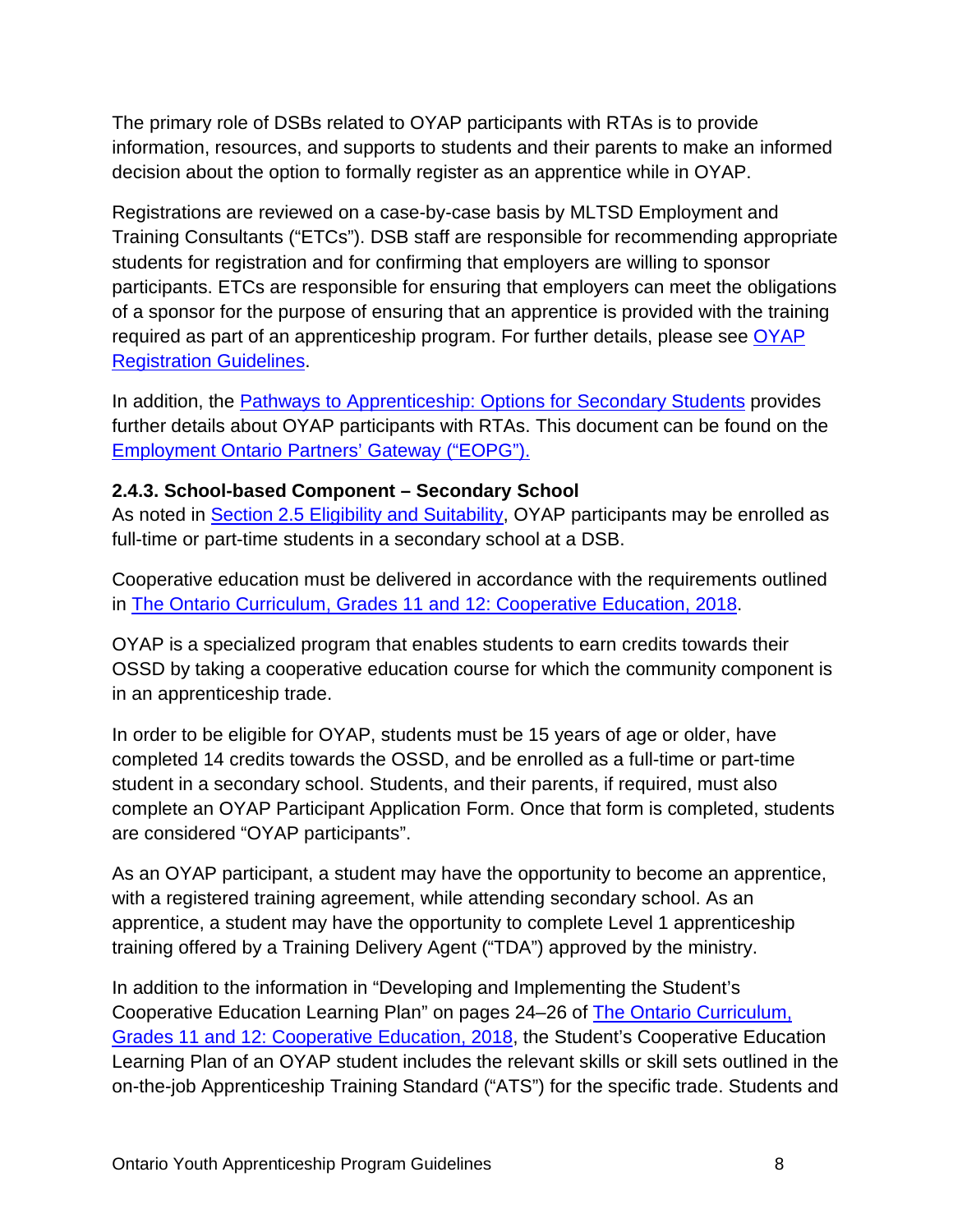The primary role of DSBs related to OYAP participants with RTAs is to provide information, resources, and supports to students and their parents to make an informed decision about the option to formally register as an apprentice while in OYAP.

Registrations are reviewed on a case-by-case basis by MLTSD Employment and Training Consultants ("ETCs"). DSB staff are responsible for recommending appropriate students for registration and for confirming that employers are willing to sponsor participants. ETCs are responsible for ensuring that employers can meet the obligations of a sponsor for the purpose of ensuring that an apprentice is provided with the training required as part of an apprenticeship program. For further details, please see OYAP Registration Guidelines.

In addition, the Pathways to Apprenticeship: Options for Secondary Students provides further details about OYAP participants with RTAs. This document can be found on the Employment Ontario Partners' Gateway ("EOPG").

### 2.4.3. School-based Component – Secondary School

As noted in Section 2.5 Eligibility and Suitability, OYAP participants may be enrolled as full-time or part-time students in a secondary school at a DSB.

Cooperative education must be delivered in accordance with the requirements outlined in The Ontario Curriculum, Grades 11 and 12: Cooperative Education, 2018.

OYAP is a specialized program that enables students to earn credits towards their OSSD by taking a cooperative education course for which the community component is in an apprenticeship trade.

In order to be eligible for OYAP, students must be 15 years of age or older, have completed 14 credits towards the OSSD, and be enrolled as a full-time or part-time student in a secondary school. Students, and their parents, if required, must also complete an OYAP Participant Application Form. Once that form is completed, students are considered "OYAP participants".

As an OYAP participant, a student may have the opportunity to become an apprentice, with a registered training agreement, while attending secondary school. As an apprentice, a student may have the opportunity to complete Level 1 apprenticeship training offered by a Training Delivery Agent ("TDA") approved by the ministry.

In addition to the information in "Developing and Implementing the Student's Cooperative Education Learning Plan" on pages 24–26 of The Ontario Curriculum, Grades 11 and 12: Cooperative Education, 2018, the Student's Cooperative Education Learning Plan of an OYAP student includes the relevant skills or skill sets outlined in the on-the-job Apprenticeship Training Standard ("ATS") for the specific trade. Students and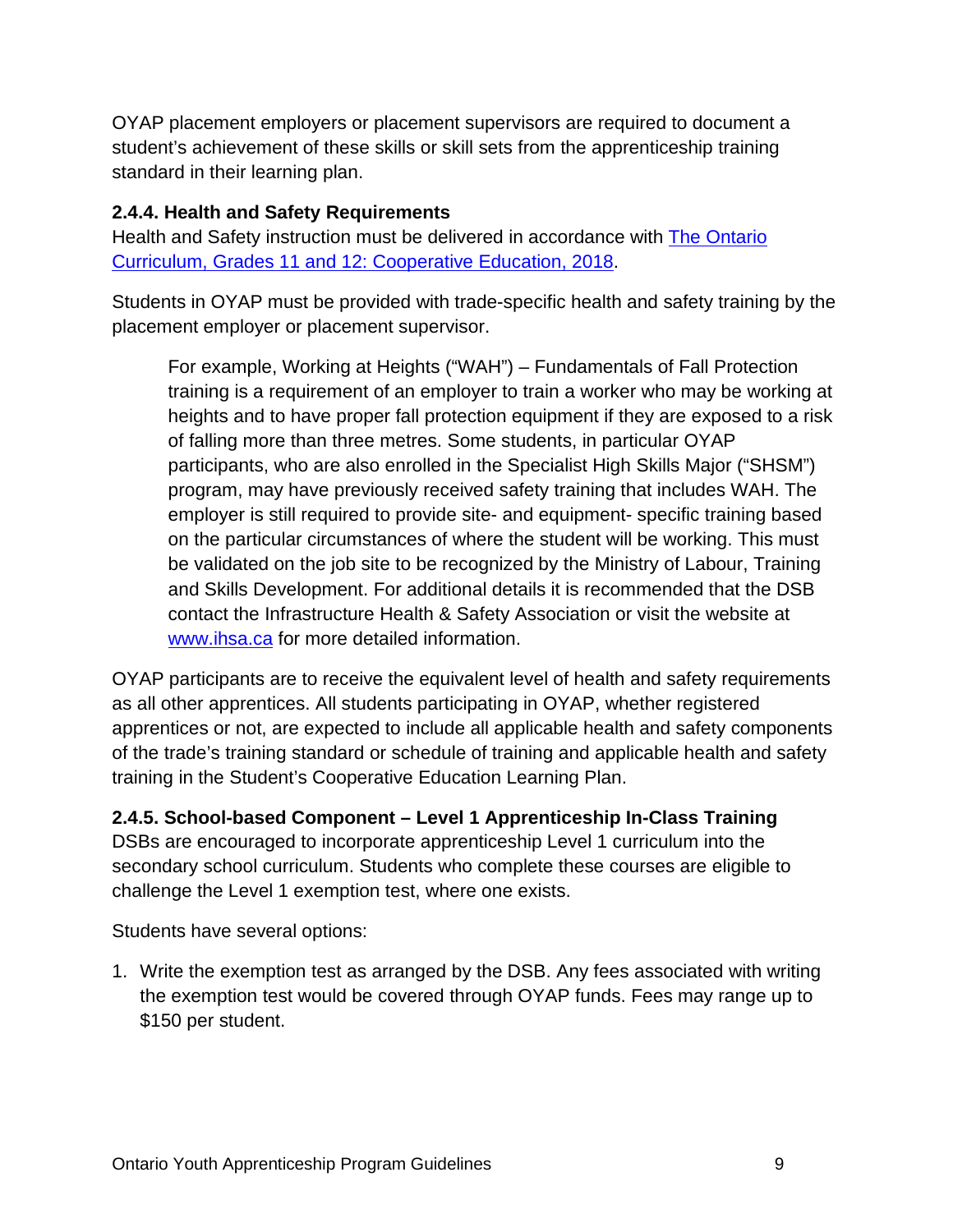OYAP placement employers or placement supervisors are required to document a student's achievement of these skills or skill sets from the apprenticeship training standard in their learning plan.

#### 2.4.4. Health and Safety Requirements

Health and Safety instruction must be delivered in accordance with [The Ontario Curriculum, Grades 11 and 12: Cooperative Education, 2018]().

Students in OYAP must be provided with trade-specific health and safety training by the placement employer or placement supervisor.

> For example, Working at Heights ("WAH") – Fundamentals of Fall Protection training is a requirement of an employer to train a worker who may be working at heights and to have proper fall protection equipment if they are exposed to a risk of falling more than three metres. Some students, in particular OYAP participants, who are also enrolled in the Specialist High Skills Major ("SHSM") program, may have previously received safety training that includes WAH. The employer is still required to provide site- and equipment- specific training based on the particular circumstances of where the student will be working. This must be validated on the job site to be recognized by the Ministry of Labour, Training and Skills Development. For additional details it is recommended that the DSB contact the Infrastructure Health & Safety Association or visit the website at [www.ihsa.ca](www.ihsa.ca) for more detailed information.

OYAP participants are to receive the equivalent level of health and safety requirements as all other apprentices. All students participating in OYAP, whether registered apprentices or not, are expected to include all applicable health and safety components of the trade's training standard or schedule of training and applicable health and safety training in the Student's Cooperative Education Learning Plan.

#### 2.4.5. School-based Component – Level 1 Apprenticeship In-Class Training

DSBs are encouraged to incorporate apprenticeship Level 1 curriculum into the secondary school curriculum. Students who complete these courses are eligible to challenge the Level 1 exemption test, where one exists.

Students have several options:

1. Write the exemption test as arranged by the DSB. Any fees associated with writing the exemption test would be covered through OYAP funds. Fees may range up to $150 per student.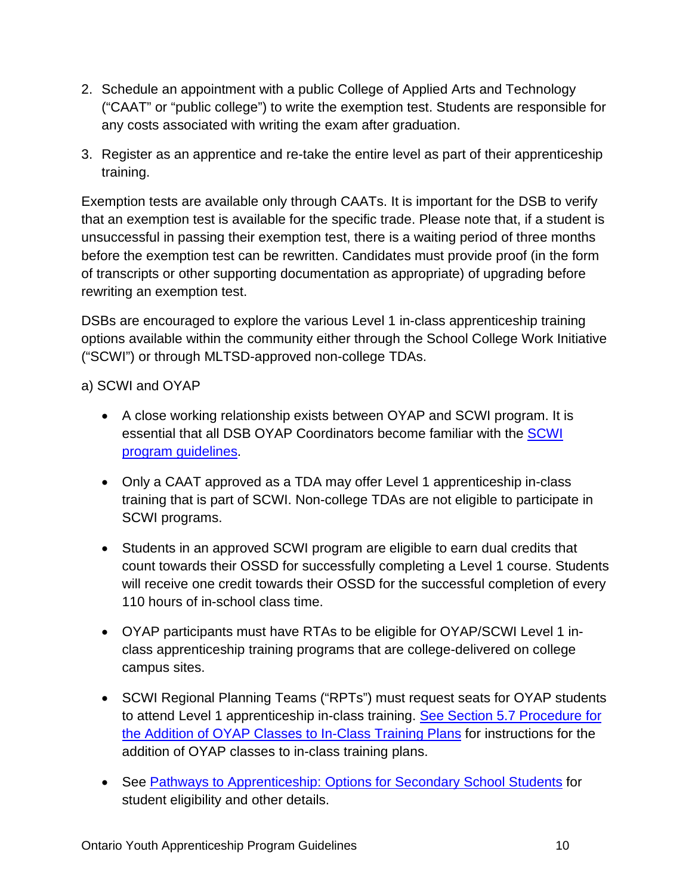2. Schedule an appointment with a public College of Applied Arts and Technology ("CAAT" or "public college") to write the exemption test. Students are responsible for any costs associated with writing the exam after graduation.
3. Register as an apprentice and re-take the entire level as part of their apprenticeship training.

Exemption tests are available only through CAATs. It is important for the DSB to verify that an exemption test is available for the specific trade. Please note that, if a student is unsuccessful in passing their exemption test, there is a waiting period of three months before the exemption test can be rewritten. Candidates must provide proof (in the form of transcripts or other supporting documentation as appropriate) of upgrading before rewriting an exemption test.

DSBs are encouraged to explore the various Level 1 in-class apprenticeship training options available within the community either through the School College Work Initiative ("SCWI") or through MLTSD-approved non-college TDAs.

a) SCWI and OYAP

- A close working relationship exists between OYAP and SCWI program. It is essential that all DSB OYAP Coordinators become familiar with the SCWI program guidelines.
- Only a CAAT approved as a TDA may offer Level 1 apprenticeship in-class training that is part of SCWI. Non-college TDAs are not eligible to participate in SCWI programs.
- Students in an approved SCWI program are eligible to earn dual credits that count towards their OSSD for successfully completing a Level 1 course. Students will receive one credit towards their OSSD for the successful completion of every 110 hours of in-school class time.
- OYAP participants must have RTAs to be eligible for OYAP/SCWI Level 1 in-class apprenticeship training programs that are college-delivered on college campus sites.
- SCWI Regional Planning Teams ("RPTs") must request seats for OYAP students to attend Level 1 apprenticeship in-class training. See Section 5.7 Procedure for the Addition of OYAP Classes to In-Class Training Plans for instructions for the addition of OYAP classes to in-class training plans.
- See Pathways to Apprenticeship: Options for Secondary School Students for student eligibility and other details.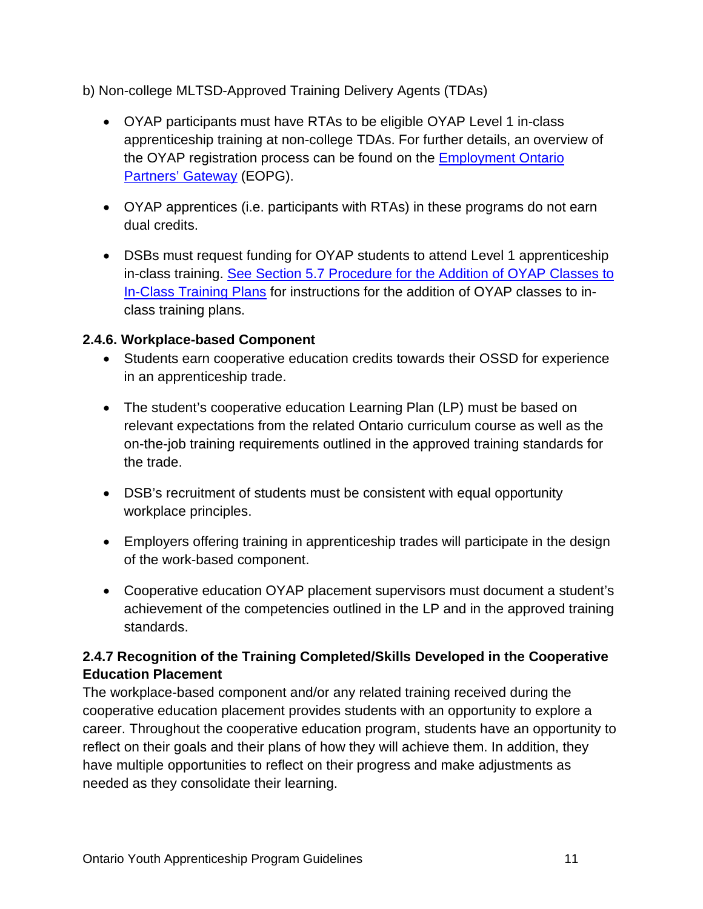b) Non-college MLTSD-Approved Training Delivery Agents (TDAs)

- OYAP participants must have RTAs to be eligible OYAP Level 1 in-class apprenticeship training at non-college TDAs. For further details, an overview of the OYAP registration process can be found on the [Employment Ontario Partners' Gateway]() (EOPG).

- OYAP apprentices (i.e. participants with RTAs) in these programs do not earn dual credits.

- DSBs must request funding for OYAP students to attend Level 1 apprenticeship in-class training. [See Section 5.7 Procedure for the Addition of OYAP Classes to In-Class Training Plans]() for instructions for the addition of OYAP classes to in-class training plans.

### 2.4.6. Workplace-based Component

- Students earn cooperative education credits towards their OSSD for experience in an apprenticeship trade.

- The student's cooperative education Learning Plan (LP) must be based on relevant expectations from the related Ontario curriculum course as well as the on-the-job training requirements outlined in the approved training standards for the trade.

- DSB's recruitment of students must be consistent with equal opportunity workplace principles.

- Employers offering training in apprenticeship trades will participate in the design of the work-based component.

- Cooperative education OYAP placement supervisors must document a student's achievement of the competencies outlined in the LP and in the approved training standards.

### 2.4.7 Recognition of the Training Completed/Skills Developed in the Cooperative Education Placement

The workplace-based component and/or any related training received during the cooperative education placement provides students with an opportunity to explore a career. Throughout the cooperative education program, students have an opportunity to reflect on their goals and their plans of how they will achieve them. In addition, they have multiple opportunities to reflect on their progress and make adjustments as needed as they consolidate their learning.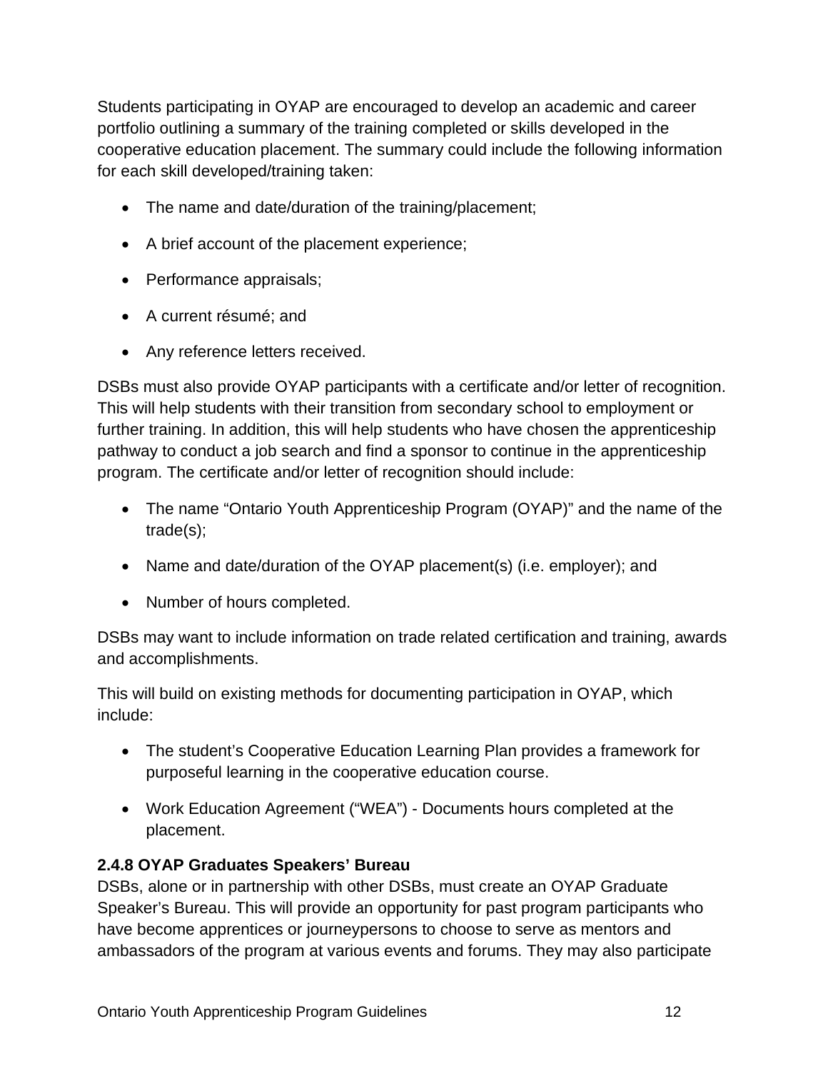Students participating in OYAP are encouraged to develop an academic and career portfolio outlining a summary of the training completed or skills developed in the cooperative education placement. The summary could include the following information for each skill developed/training taken:

- The name and date/duration of the training/placement;
- A brief account of the placement experience;
- Performance appraisals;
- A current résumé; and
- Any reference letters received.

DSBs must also provide OYAP participants with a certificate and/or letter of recognition. This will help students with their transition from secondary school to employment or further training. In addition, this will help students who have chosen the apprenticeship pathway to conduct a job search and find a sponsor to continue in the apprenticeship program. The certificate and/or letter of recognition should include:

- The name “Ontario Youth Apprenticeship Program (OYAP)” and the name of the trade(s);
- Name and date/duration of the OYAP placement(s) (i.e. employer); and
- Number of hours completed.

DSBs may want to include information on trade related certification and training, awards and accomplishments.

This will build on existing methods for documenting participation in OYAP, which include:

- The student’s Cooperative Education Learning Plan provides a framework for purposeful learning in the cooperative education course.
- Work Education Agreement (“WEA”) - Documents hours completed at the placement.

#### 2.4.8 OYAP Graduates Speakers’ Bureau

DSBs, alone or in partnership with other DSBs, must create an OYAP Graduate Speaker’s Bureau. This will provide an opportunity for past program participants who have become apprentices or journeypersons to choose to serve as mentors and ambassadors of the program at various events and forums. They may also participate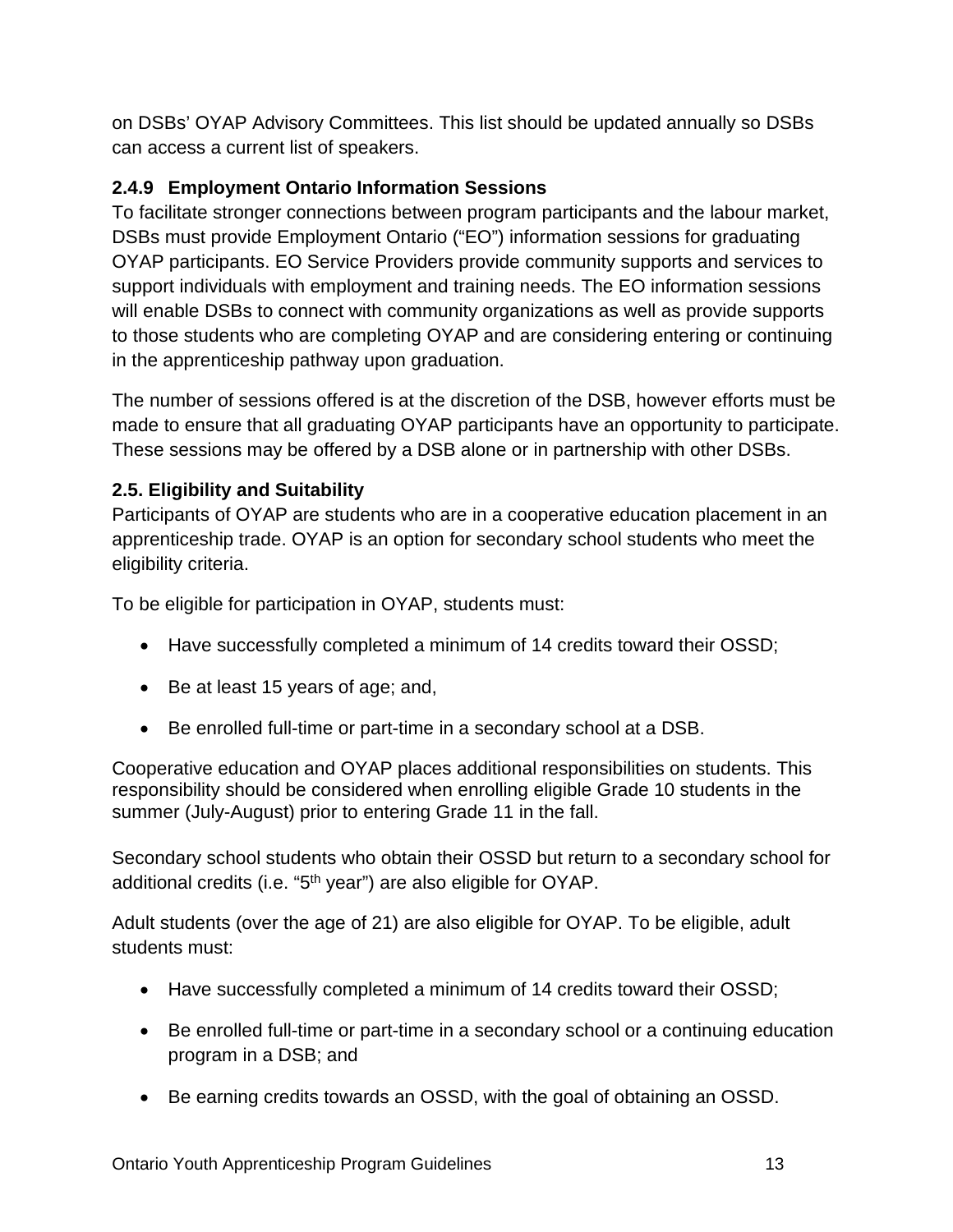on DSBs' OYAP Advisory Committees. This list should be updated annually so DSBs can access a current list of speakers.

### 2.4.9 Employment Ontario Information Sessions

To facilitate stronger connections between program participants and the labour market, DSBs must provide Employment Ontario ("EO") information sessions for graduating OYAP participants. EO Service Providers provide community supports and services to support individuals with employment and training needs. The EO information sessions will enable DSBs to connect with community organizations as well as provide supports to those students who are completing OYAP and are considering entering or continuing in the apprenticeship pathway upon graduation.

The number of sessions offered is at the discretion of the DSB, however efforts must be made to ensure that all graduating OYAP participants have an opportunity to participate. These sessions may be offered by a DSB alone or in partnership with other DSBs.

### 2.5. Eligibility and Suitability

Participants of OYAP are students who are in a cooperative education placement in an apprenticeship trade. OYAP is an option for secondary school students who meet the eligibility criteria.

To be eligible for participation in OYAP, students must:

- Have successfully completed a minimum of 14 credits toward their OSSD;
- Be at least 15 years of age; and,
- Be enrolled full-time or part-time in a secondary school at a DSB.

Cooperative education and OYAP places additional responsibilities on students. This responsibility should be considered when enrolling eligible Grade 10 students in the summer (July-August) prior to entering Grade 11 in the fall.

Secondary school students who obtain their OSSD but return to a secondary school for additional credits (i.e. "5th year") are also eligible for OYAP.

Adult students (over the age of 21) are also eligible for OYAP. To be eligible, adult students must:

- Have successfully completed a minimum of 14 credits toward their OSSD;
- Be enrolled full-time or part-time in a secondary school or a continuing education program in a DSB; and
- Be earning credits towards an OSSD, with the goal of obtaining an OSSD.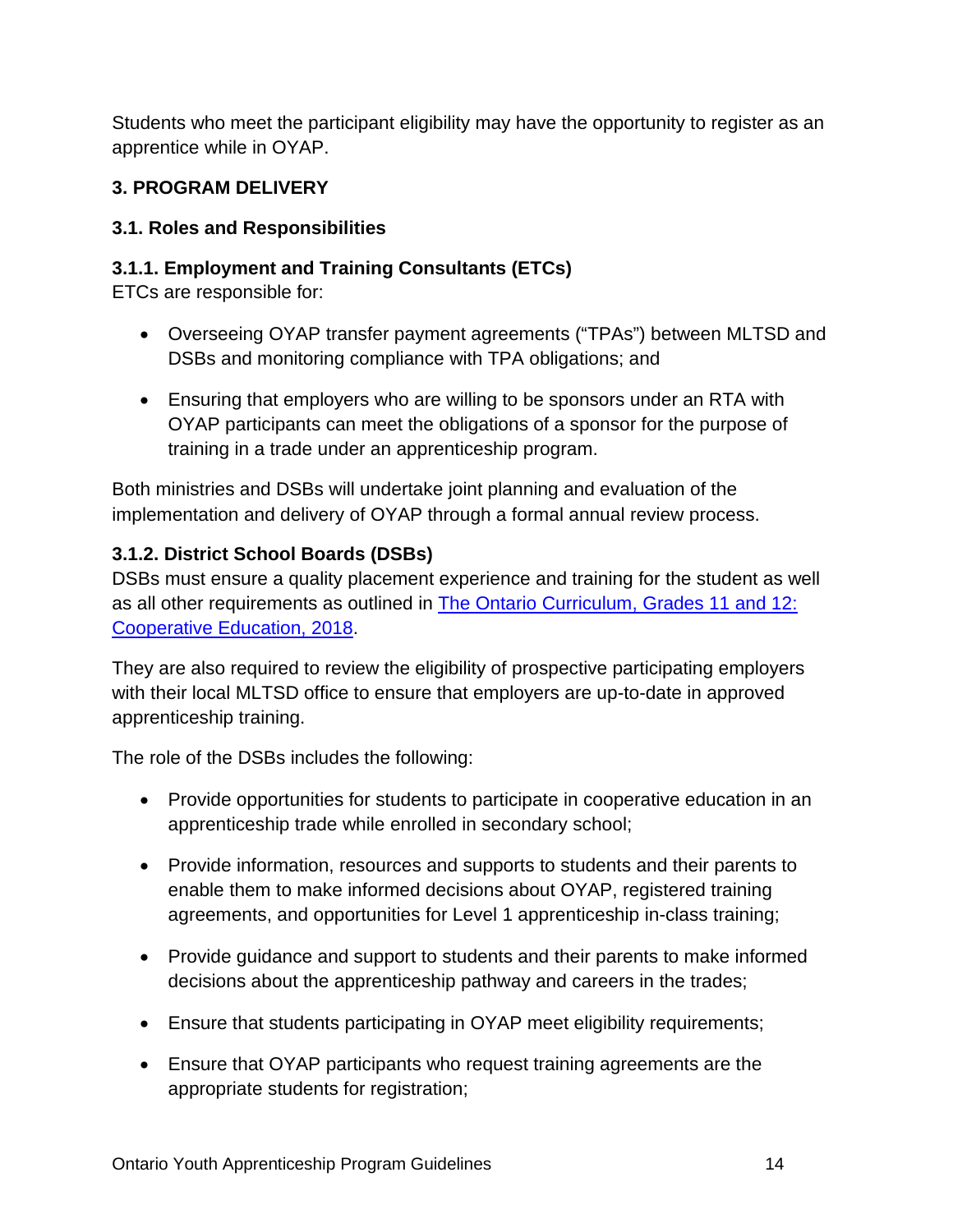Students who meet the participant eligibility may have the opportunity to register as an apprentice while in OYAP.

## 3. PROGRAM DELIVERY

### 3.1. Roles and Responsibilities

#### 3.1.1. Employment and Training Consultants (ETCs)

ETCs are responsible for:

- Overseeing OYAP transfer payment agreements ("TPAs") between MLTSD and DSBs and monitoring compliance with TPA obligations; and
- Ensuring that employers who are willing to be sponsors under an RTA with OYAP participants can meet the obligations of a sponsor for the purpose of training in a trade under an apprenticeship program.

Both ministries and DSBs will undertake joint planning and evaluation of the implementation and delivery of OYAP through a formal annual review process.

#### 3.1.2. District School Boards (DSBs)

DSBs must ensure a quality placement experience and training for the student as well as all other requirements as outlined in [The Ontario Curriculum, Grades 11 and 12: Cooperative Education, 2018](#).

They are also required to review the eligibility of prospective participating employers with their local MLTSD office to ensure that employers are up-to-date in approved apprenticeship training.

The role of the DSBs includes the following:

- Provide opportunities for students to participate in cooperative education in an apprenticeship trade while enrolled in secondary school;
- Provide information, resources and supports to students and their parents to enable them to make informed decisions about OYAP, registered training agreements, and opportunities for Level 1 apprenticeship in-class training;
- Provide guidance and support to students and their parents to make informed decisions about the apprenticeship pathway and careers in the trades;
- Ensure that students participating in OYAP meet eligibility requirements;
- Ensure that OYAP participants who request training agreements are the appropriate students for registration;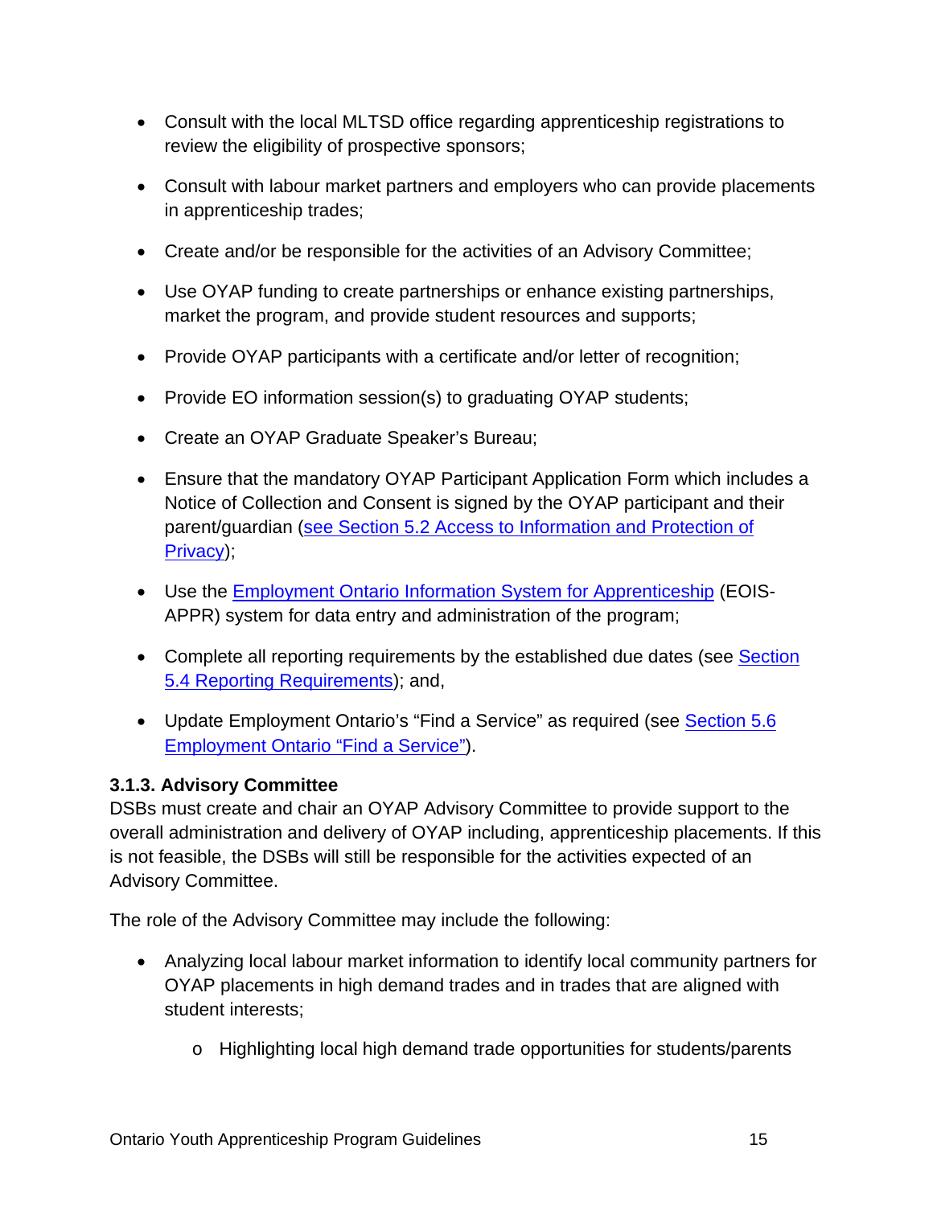- Consult with the local MLTSD office regarding apprenticeship registrations to review the eligibility of prospective sponsors;
- Consult with labour market partners and employers who can provide placements in apprenticeship trades;
- Create and/or be responsible for the activities of an Advisory Committee;
- Use OYAP funding to create partnerships or enhance existing partnerships, market the program, and provide student resources and supports;
- Provide OYAP participants with a certificate and/or letter of recognition;
- Provide EO information session(s) to graduating OYAP students;
- Create an OYAP Graduate Speaker's Bureau;
- Ensure that the mandatory OYAP Participant Application Form which includes a Notice of Collection and Consent is signed by the OYAP participant and their parent/guardian (see Section 5.2 Access to Information and Protection of Privacy);
- Use the Employment Ontario Information System for Apprenticeship (EOIS-APPR) system for data entry and administration of the program;
- Complete all reporting requirements by the established due dates (see Section 5.4 Reporting Requirements); and,
- Update Employment Ontario's "Find a Service" as required (see Section 5.6 Employment Ontario "Find a Service").

### 3.1.3. Advisory Committee

DSBs must create and chair an OYAP Advisory Committee to provide support to the overall administration and delivery of OYAP including, apprenticeship placements. If this is not feasible, the DSBs will still be responsible for the activities expected of an Advisory Committee.

The role of the Advisory Committee may include the following:

- Analyzing local labour market information to identify local community partners for OYAP placements in high demand trades and in trades that are aligned with student interests;
  - Highlighting local high demand trade opportunities for students/parents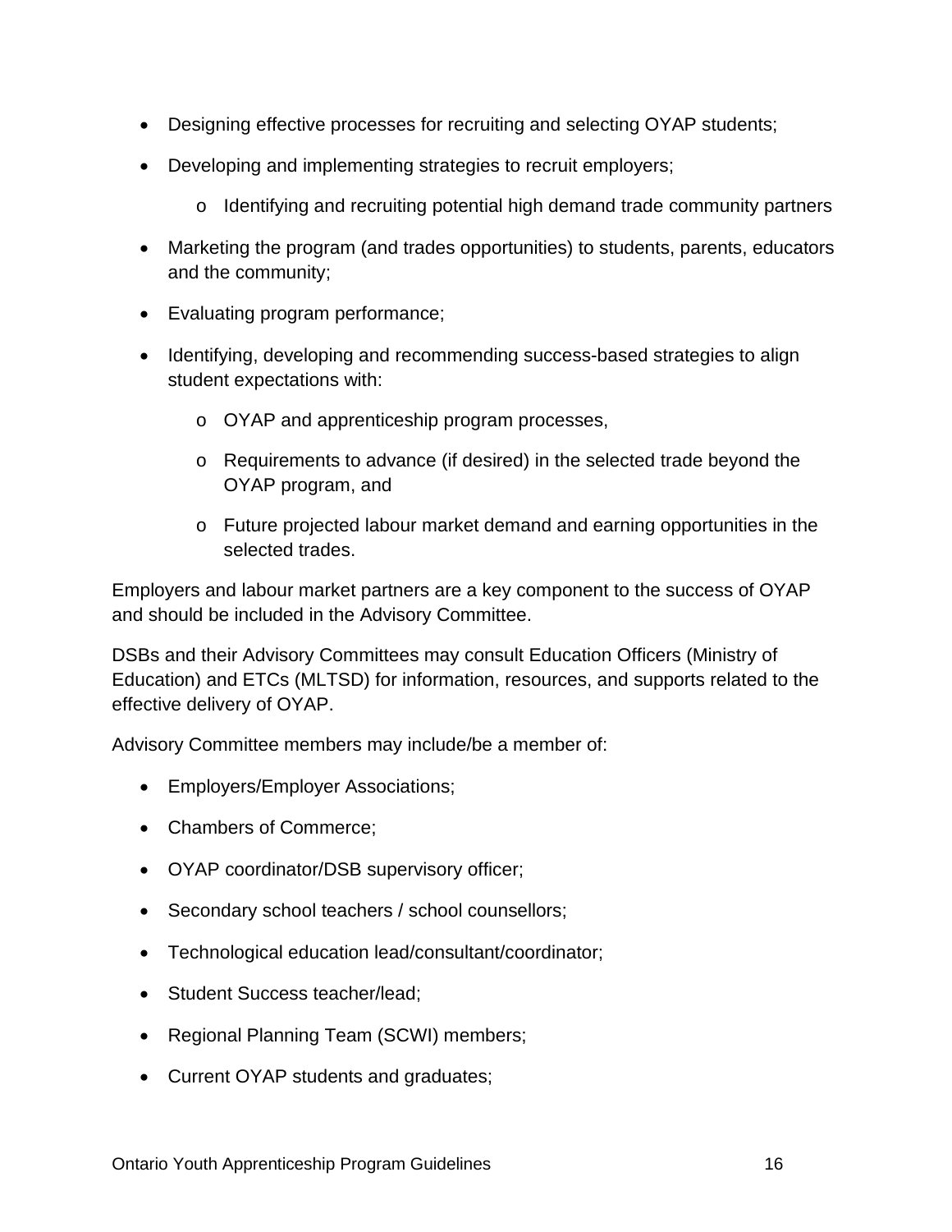- Designing effective processes for recruiting and selecting OYAP students;
- Developing and implementing strategies to recruit employers;
  - Identifying and recruiting potential high demand trade community partners
- Marketing the program (and trades opportunities) to students, parents, educators and the community;
- Evaluating program performance;
- Identifying, developing and recommending success-based strategies to align student expectations with:
  - OYAP and apprenticeship program processes,
  - Requirements to advance (if desired) in the selected trade beyond the OYAP program, and
  - Future projected labour market demand and earning opportunities in the selected trades.

Employers and labour market partners are a key component to the success of OYAP and should be included in the Advisory Committee.

DSBs and their Advisory Committees may consult Education Officers (Ministry of Education) and ETCs (MLTSD) for information, resources, and supports related to the effective delivery of OYAP.

Advisory Committee members may include/be a member of:

- Employers/Employer Associations;
- Chambers of Commerce;
- OYAP coordinator/DSB supervisory officer;
- Secondary school teachers / school counsellors;
- Technological education lead/consultant/coordinator;
- Student Success teacher/lead;
- Regional Planning Team (SCWI) members;
- Current OYAP students and graduates;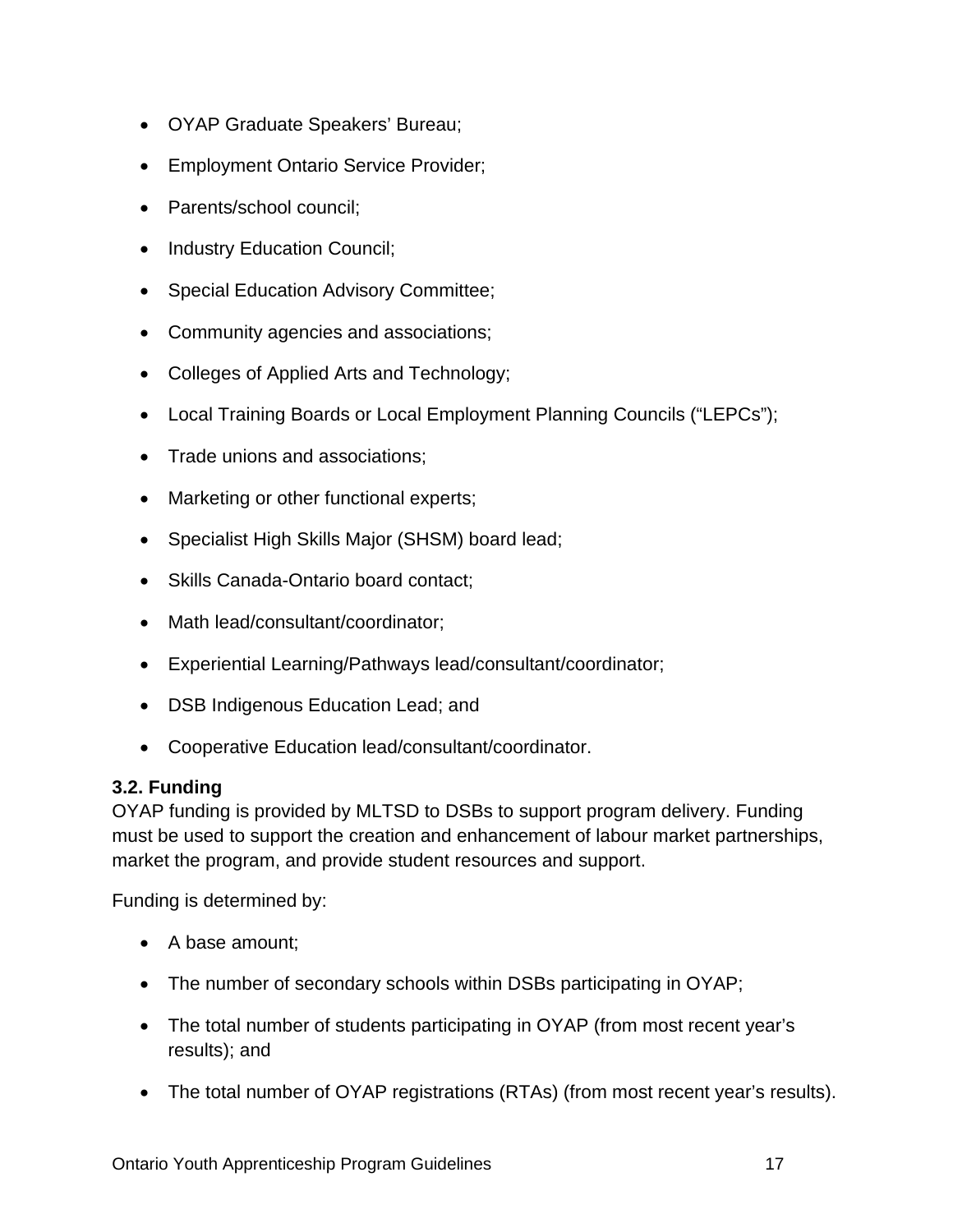- OYAP Graduate Speakers' Bureau;
- Employment Ontario Service Provider;
- Parents/school council;
- Industry Education Council;
- Special Education Advisory Committee;
- Community agencies and associations;
- Colleges of Applied Arts and Technology;
- Local Training Boards or Local Employment Planning Councils ("LEPCs");
- Trade unions and associations;
- Marketing or other functional experts;
- Specialist High Skills Major (SHSM) board lead;
- Skills Canada-Ontario board contact;
- Math lead/consultant/coordinator;
- Experiential Learning/Pathways lead/consultant/coordinator;
- DSB Indigenous Education Lead; and
- Cooperative Education lead/consultant/coordinator.

### 3.2. Funding

OYAP funding is provided by MLTSD to DSBs to support program delivery. Funding must be used to support the creation and enhancement of labour market partnerships, market the program, and provide student resources and support.

Funding is determined by:

- A base amount;
- The number of secondary schools within DSBs participating in OYAP;
- The total number of students participating in OYAP (from most recent year's results); and
- The total number of OYAP registrations (RTAs) (from most recent year's results).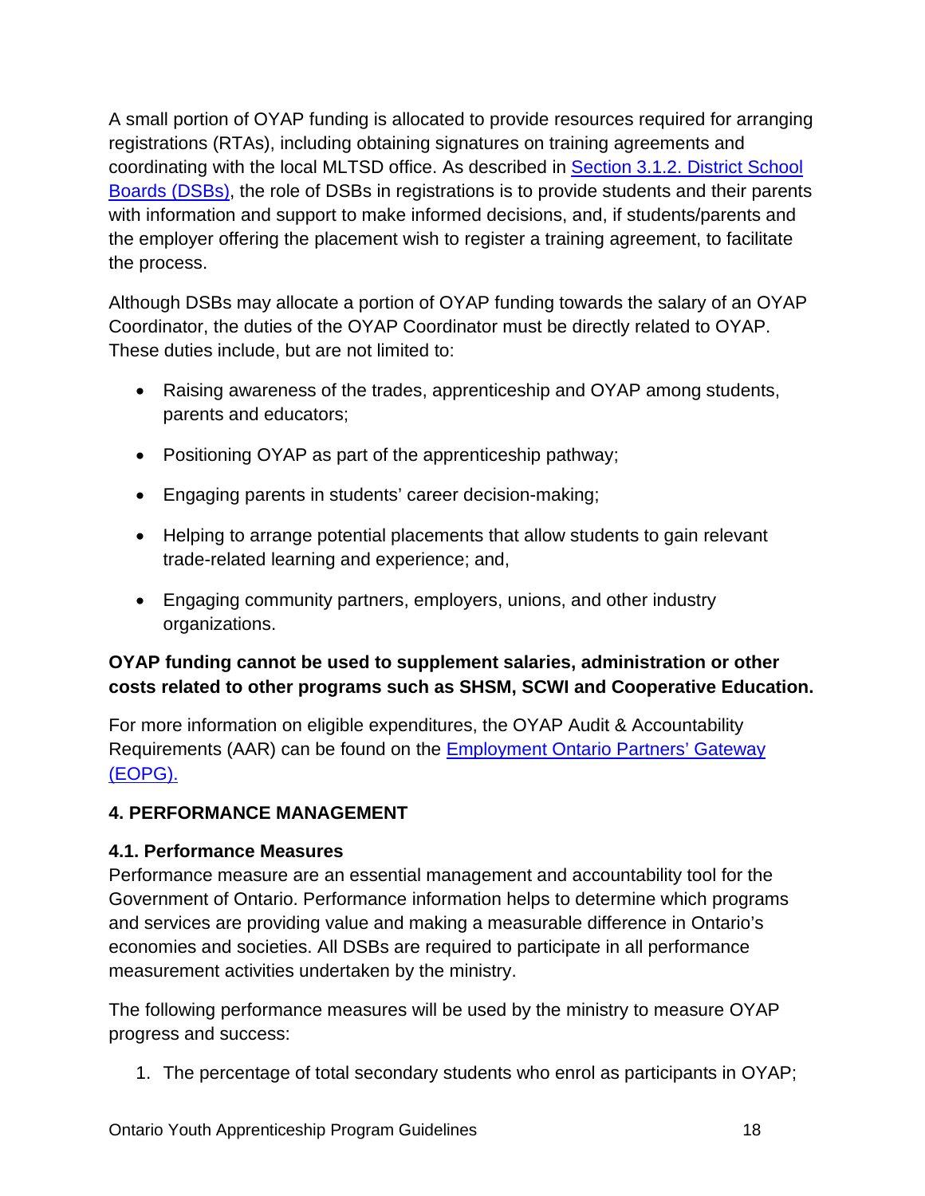A small portion of OYAP funding is allocated to provide resources required for arranging registrations (RTAs), including obtaining signatures on training agreements and coordinating with the local MLTSD office. As described in [Section 3.1.2. District School Boards (DSBs)](), the role of DSBs in registrations is to provide students and their parents with information and support to make informed decisions, and, if students/parents and the employer offering the placement wish to register a training agreement, to facilitate the process.

Although DSBs may allocate a portion of OYAP funding towards the salary of an OYAP Coordinator, the duties of the OYAP Coordinator must be directly related to OYAP. These duties include, but are not limited to:

- Raising awareness of the trades, apprenticeship and OYAP among students, parents and educators;
- Positioning OYAP as part of the apprenticeship pathway;
- Engaging parents in students' career decision-making;
- Helping to arrange potential placements that allow students to gain relevant trade-related learning and experience; and,
- Engaging community partners, employers, unions, and other industry organizations.

**OYAP funding cannot be used to supplement salaries, administration or other costs related to other programs such as SHSM, SCWI and Cooperative Education.**

For more information on eligible expenditures, the OYAP Audit & Accountability Requirements (AAR) can be found on the [Employment Ontario Partners' Gateway (EOPG).]()

## 4. PERFORMANCE MANAGEMENT

### 4.1. Performance Measures

Performance measure are an essential management and accountability tool for the Government of Ontario. Performance information helps to determine which programs and services are providing value and making a measurable difference in Ontario's economies and societies. All DSBs are required to participate in all performance measurement activities undertaken by the ministry.

The following performance measures will be used by the ministry to measure OYAP progress and success:

1. The percentage of total secondary students who enrol as participants in OYAP;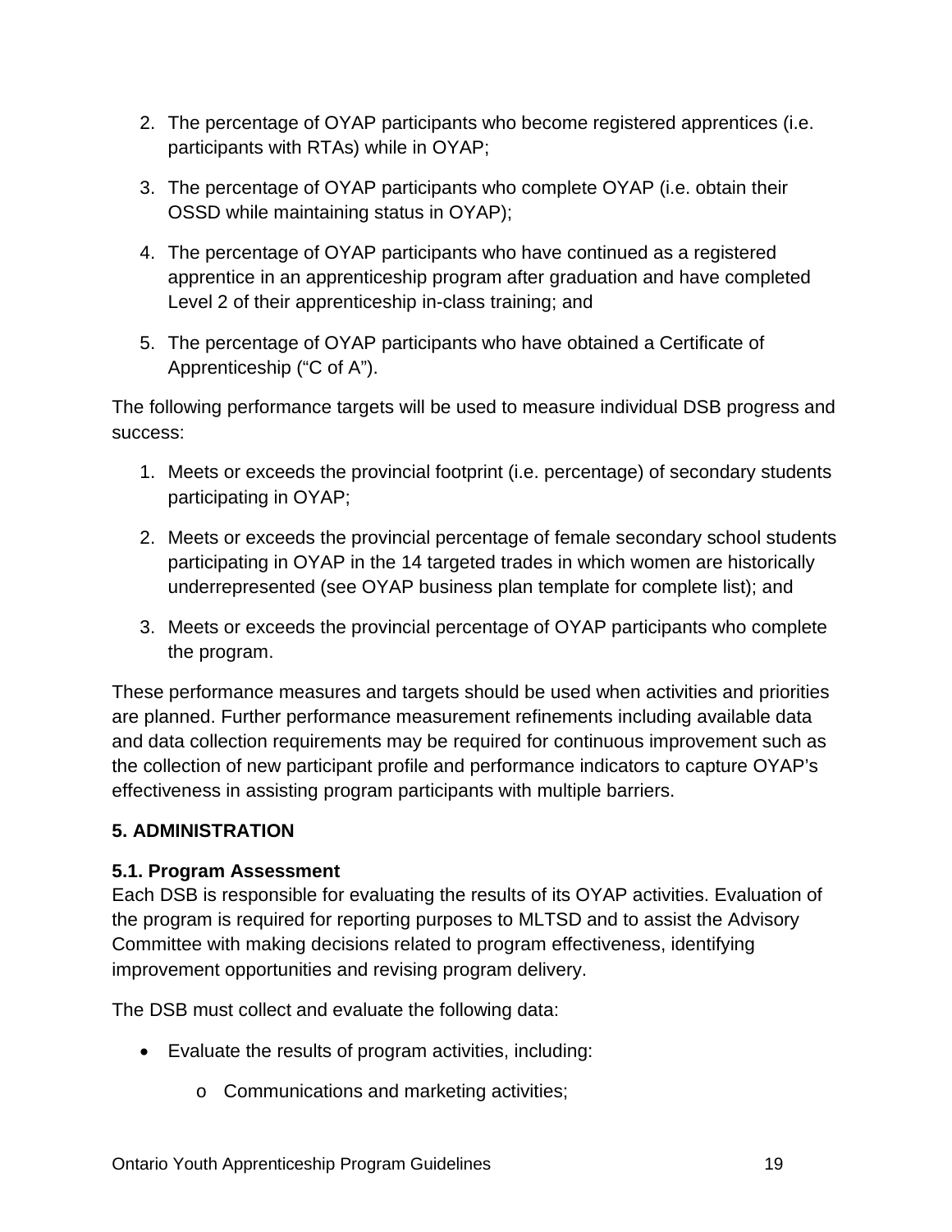2. The percentage of OYAP participants who become registered apprentices (i.e. participants with RTAs) while in OYAP;
3. The percentage of OYAP participants who complete OYAP (i.e. obtain their OSSD while maintaining status in OYAP);
4. The percentage of OYAP participants who have continued as a registered apprentice in an apprenticeship program after graduation and have completed Level 2 of their apprenticeship in-class training; and
5. The percentage of OYAP participants who have obtained a Certificate of Apprenticeship (“C of A”).

The following performance targets will be used to measure individual DSB progress and success:

1. Meets or exceeds the provincial footprint (i.e. percentage) of secondary students participating in OYAP;
2. Meets or exceeds the provincial percentage of female secondary school students participating in OYAP in the 14 targeted trades in which women are historically underrepresented (see OYAP business plan template for complete list); and
3. Meets or exceeds the provincial percentage of OYAP participants who complete the program.

These performance measures and targets should be used when activities and priorities are planned. Further performance measurement refinements including available data and data collection requirements may be required for continuous improvement such as the collection of new participant profile and performance indicators to capture OYAP’s effectiveness in assisting program participants with multiple barriers.

## 5. ADMINISTRATION

### 5.1. Program Assessment

Each DSB is responsible for evaluating the results of its OYAP activities. Evaluation of the program is required for reporting purposes to MLTSD and to assist the Advisory Committee with making decisions related to program effectiveness, identifying improvement opportunities and revising program delivery.

The DSB must collect and evaluate the following data:

- Evaluate the results of program activities, including:
  - Communications and marketing activities;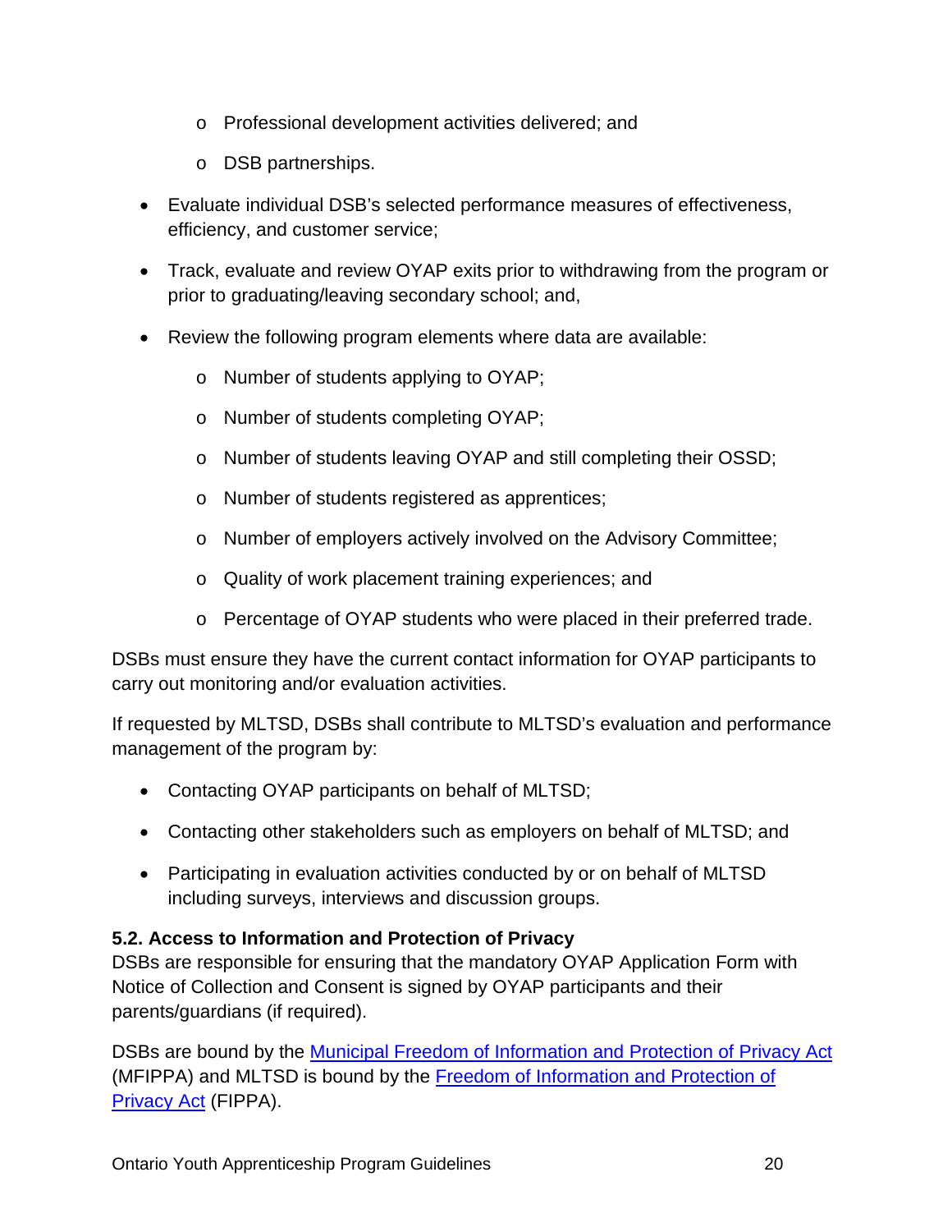- Professional development activities delivered; and
    - DSB partnerships.

- Evaluate individual DSB's selected performance measures of effectiveness, efficiency, and customer service;
- Track, evaluate and review OYAP exits prior to withdrawing from the program or prior to graduating/leaving secondary school; and,
- Review the following program elements where data are available:
    - Number of students applying to OYAP;
    - Number of students completing OYAP;
    - Number of students leaving OYAP and still completing their OSSD;
    - Number of students registered as apprentices;
    - Number of employers actively involved on the Advisory Committee;
    - Quality of work placement training experiences; and
    - Percentage of OYAP students who were placed in their preferred trade.

DSBs must ensure they have the current contact information for OYAP participants to carry out monitoring and/or evaluation activities.

If requested by MLTSD, DSBs shall contribute to MLTSD's evaluation and performance management of the program by:

- Contacting OYAP participants on behalf of MLTSD;
- Contacting other stakeholders such as employers on behalf of MLTSD; and
- Participating in evaluation activities conducted by or on behalf of MLTSD including surveys, interviews and discussion groups.

### 5.2. Access to Information and Protection of Privacy

DSBs are responsible for ensuring that the mandatory OYAP Application Form with Notice of Collection and Consent is signed by OYAP participants and their parents/guardians (if required).

DSBs are bound by the Municipal Freedom of Information and Protection of Privacy Act (MFIPPA) and MLTSD is bound by the Freedom of Information and Protection of Privacy Act (FIPPA).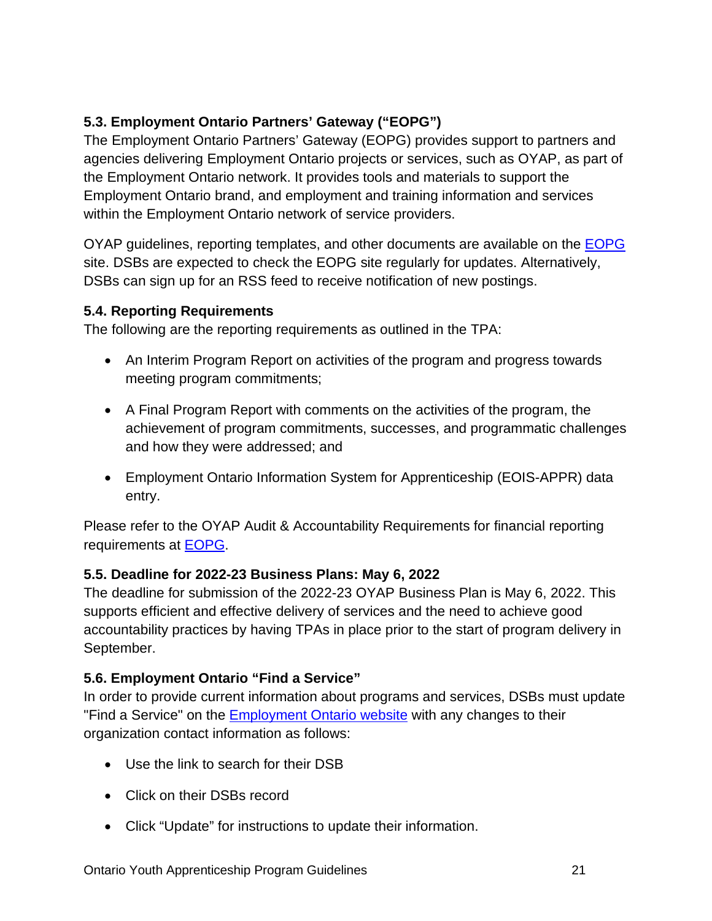### 5.3. Employment Ontario Partners' Gateway ("EOPG")

The Employment Ontario Partners' Gateway (EOPG) provides support to partners and agencies delivering Employment Ontario projects or services, such as OYAP, as part of the Employment Ontario network. It provides tools and materials to support the Employment Ontario brand, and employment and training information and services within the Employment Ontario network of service providers.

OYAP guidelines, reporting templates, and other documents are available on the EOPG site. DSBs are expected to check the EOPG site regularly for updates. Alternatively, DSBs can sign up for an RSS feed to receive notification of new postings.

### 5.4. Reporting Requirements

The following are the reporting requirements as outlined in the TPA:

- An Interim Program Report on activities of the program and progress towards meeting program commitments;
- A Final Program Report with comments on the activities of the program, the achievement of program commitments, successes, and programmatic challenges and how they were addressed; and
- Employment Ontario Information System for Apprenticeship (EOIS-APPR) data entry.

Please refer to the OYAP Audit & Accountability Requirements for financial reporting requirements at EOPG.

### 5.5. Deadline for 2022-23 Business Plans: May 6, 2022

The deadline for submission of the 2022-23 OYAP Business Plan is May 6, 2022. This supports efficient and effective delivery of services and the need to achieve good accountability practices by having TPAs in place prior to the start of program delivery in September.

### 5.6. Employment Ontario "Find a Service"

In order to provide current information about programs and services, DSBs must update "Find a Service" on the Employment Ontario website with any changes to their organization contact information as follows:

- Use the link to search for their DSB
- Click on their DSBs record
- Click "Update" for instructions to update their information.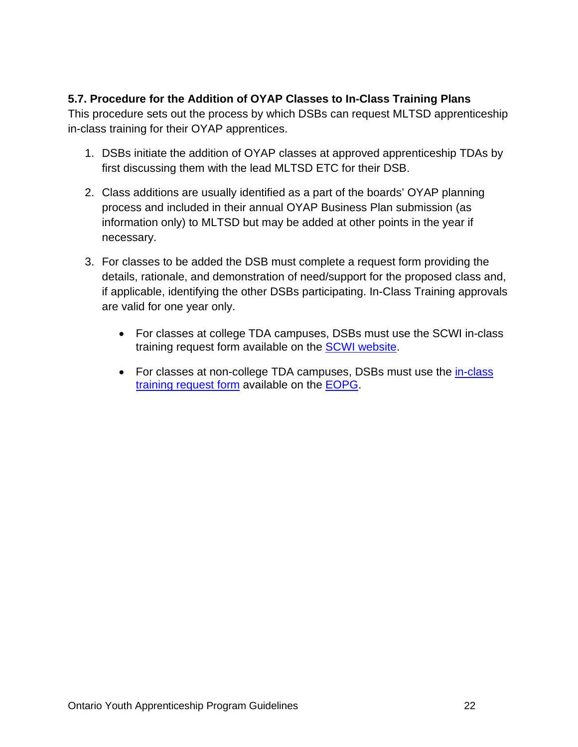### 5.7. Procedure for the Addition of OYAP Classes to In-Class Training Plans

This procedure sets out the process by which DSBs can request MLTSD apprenticeship in-class training for their OYAP apprentices.

1. DSBs initiate the addition of OYAP classes at approved apprenticeship TDAs by first discussing them with the lead MLTSD ETC for their DSB.
2. Class additions are usually identified as a part of the boards' OYAP planning process and included in their annual OYAP Business Plan submission (as information only) to MLTSD but may be added at other points in the year if necessary.
3. For classes to be added the DSB must complete a request form providing the details, rationale, and demonstration of need/support for the proposed class and, if applicable, identifying the other DSBs participating. In-Class Training approvals are valid for one year only.
    - For classes at college TDA campuses, DSBs must use the SCWI in-class training request form available on the SCWI website.
    - For classes at non-college TDA campuses, DSBs must use the in-class training request form available on the EOPG.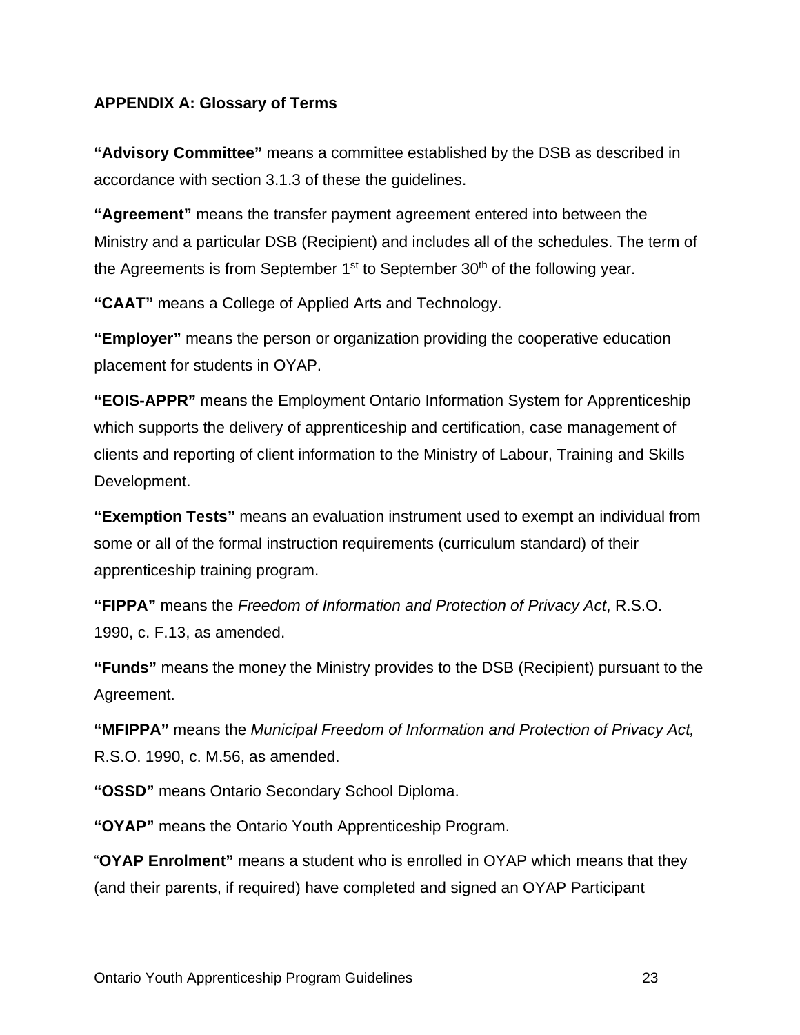## APPENDIX A: Glossary of Terms

**“Advisory Committee”** means a committee established by the DSB as described in accordance with section 3.1.3 of these the guidelines.

**“Agreement”** means the transfer payment agreement entered into between the Ministry and a particular DSB (Recipient) and includes all of the schedules. The term of the Agreements is from September 1st to September 30th of the following year.

**“CAAT”** means a College of Applied Arts and Technology.

**“Employer”** means the person or organization providing the cooperative education placement for students in OYAP.

**“EOIS-APPR”** means the Employment Ontario Information System for Apprenticeship which supports the delivery of apprenticeship and certification, case management of clients and reporting of client information to the Ministry of Labour, Training and Skills Development.

**“Exemption Tests”** means an evaluation instrument used to exempt an individual from some or all of the formal instruction requirements (curriculum standard) of their apprenticeship training program.

**“FIPPA”** means the *Freedom of Information and Protection of Privacy Act*, R.S.O. 1990, c. F.13, as amended.

**“Funds”** means the money the Ministry provides to the DSB (Recipient) pursuant to the Agreement.

**“MFIPPA”** means the *Municipal Freedom of Information and Protection of Privacy Act,* R.S.O. 1990, c. M.56, as amended.

**“OSSD”** means Ontario Secondary School Diploma.

**“OYAP”** means the Ontario Youth Apprenticeship Program.

“**OYAP Enrolment”** means a student who is enrolled in OYAP which means that they (and their parents, if required) have completed and signed an OYAP Participant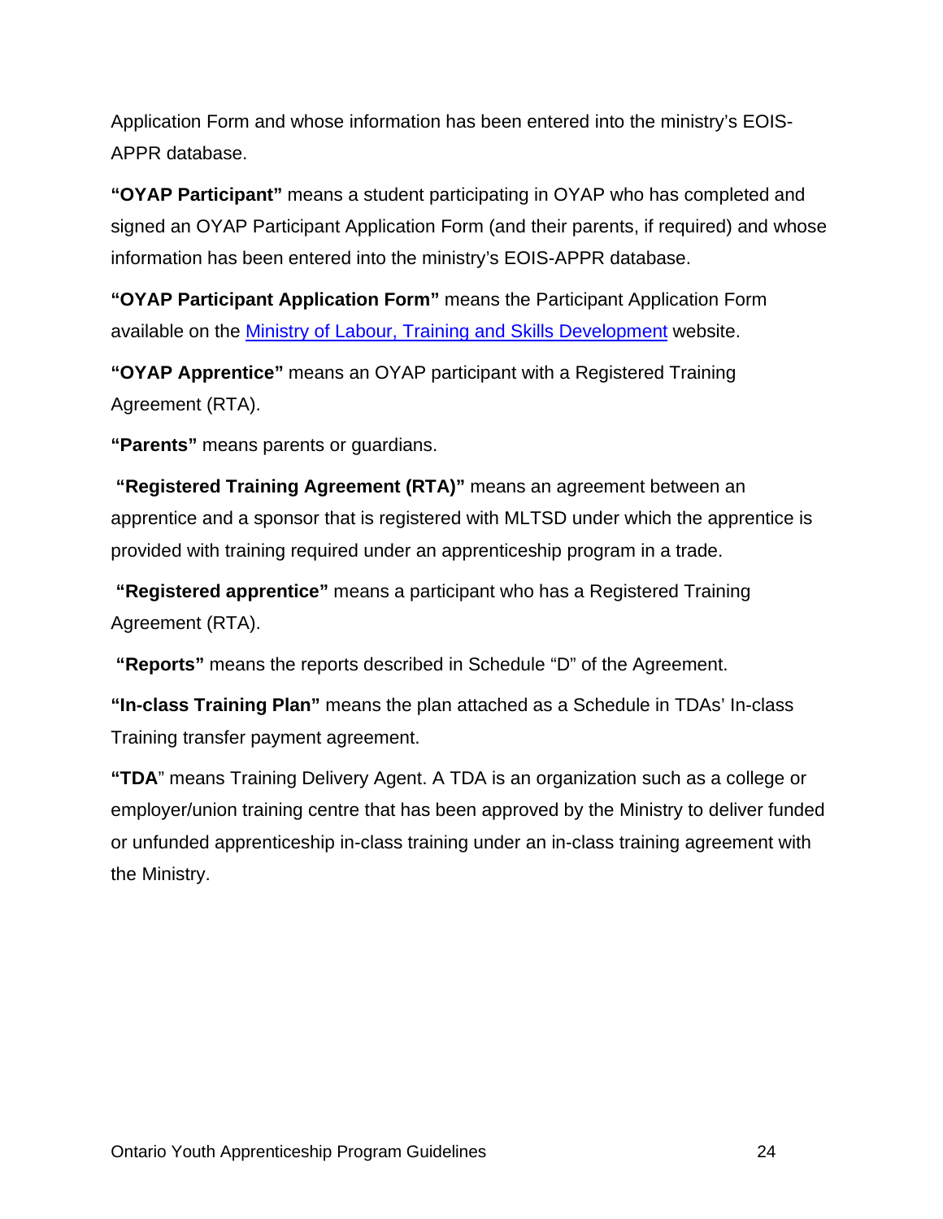Application Form and whose information has been entered into the ministry's EOIS-APPR database.

**"OYAP Participant"** means a student participating in OYAP who has completed and signed an OYAP Participant Application Form (and their parents, if required) and whose information has been entered into the ministry's EOIS-APPR database.

**"OYAP Participant Application Form"** means the Participant Application Form available on the Ministry of Labour, Training and Skills Development website.

**"OYAP Apprentice"** means an OYAP participant with a Registered Training Agreement (RTA).

**"Parents"** means parents or guardians.

**"Registered Training Agreement (RTA)"** means an agreement between an apprentice and a sponsor that is registered with MLTSD under which the apprentice is provided with training required under an apprenticeship program in a trade.

**"Registered apprentice"** means a participant who has a Registered Training Agreement (RTA).

**"Reports"** means the reports described in Schedule "D" of the Agreement.

**"In-class Training Plan"** means the plan attached as a Schedule in TDAs' In-class Training transfer payment agreement.

**"TDA"** means Training Delivery Agent. A TDA is an organization such as a college or employer/union training centre that has been approved by the Ministry to deliver funded or unfunded apprenticeship in-class training under an in-class training agreement with the Ministry.